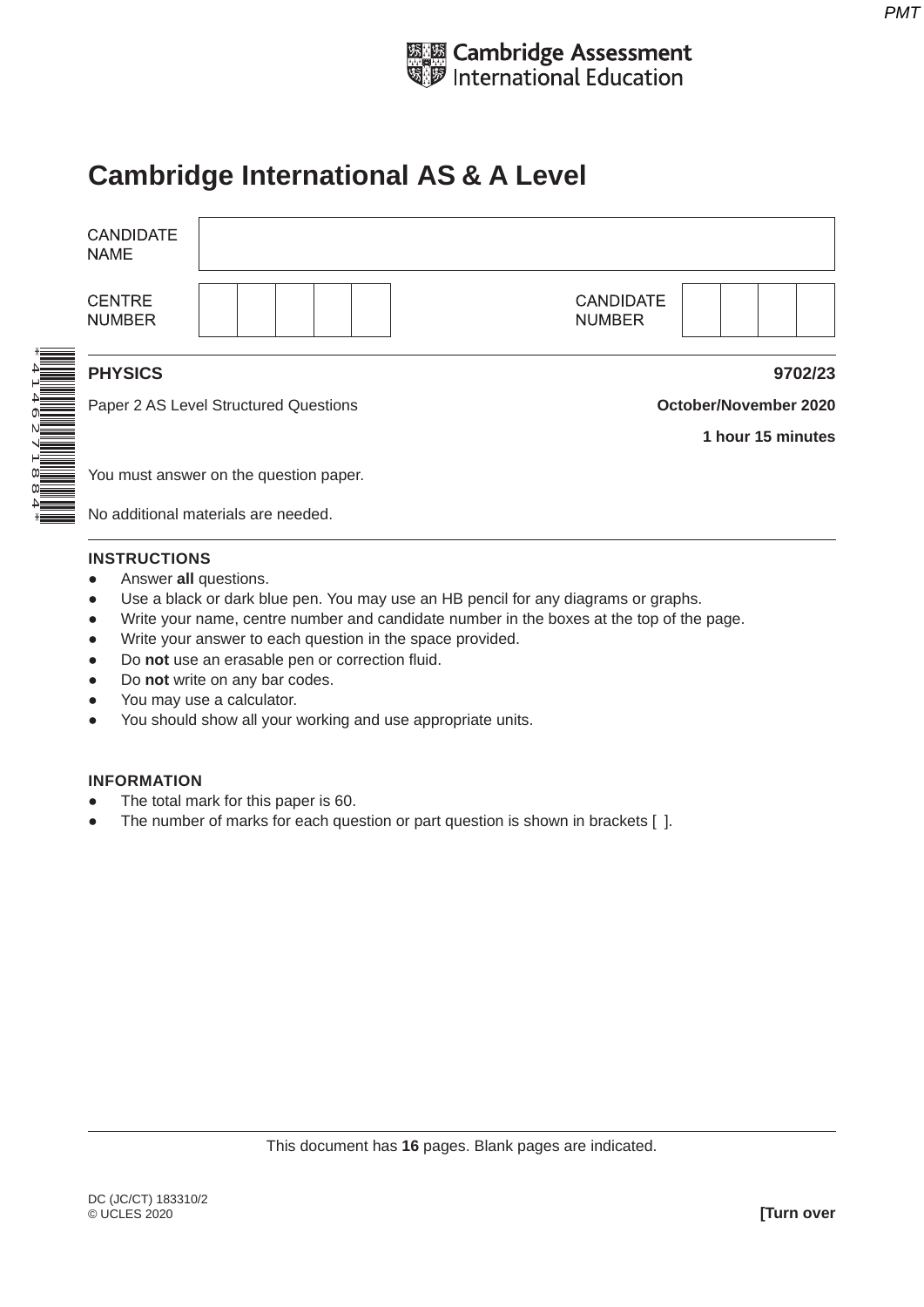Cambridge Assessment International Education

# Cambridge International AS & A Level

| CANDIDATE NAME | |
|---|---|
| CENTRE NUMBER | |
| CANDIDATE NUMBER | |

*4146271884*

**PHYSICS** **9702/23**

Paper 2 AS Level Structured Questions **October/November 2020**

**1 hour 15 minutes**

You must answer on the question paper.

No additional materials are needed.

**INSTRUCTIONS**

- Answer **all** questions.
- Use a black or dark blue pen. You may use an HB pencil for any diagrams or graphs.
- Write your name, centre number and candidate number in the boxes at the top of the page.
- Write your answer to each question in the space provided.
- Do **not** use an erasable pen or correction fluid.
- Do **not** write on any bar codes.
- You may use a calculator.
- You should show all your working and use appropriate units.

**INFORMATION**

- The total mark for this paper is 60.
- The number of marks for each question or part question is shown in brackets [ ].

This document has **16** pages. Blank pages are indicated.

DC (JC/CT) 183310/2
© UCLES 2020

**[Turn over**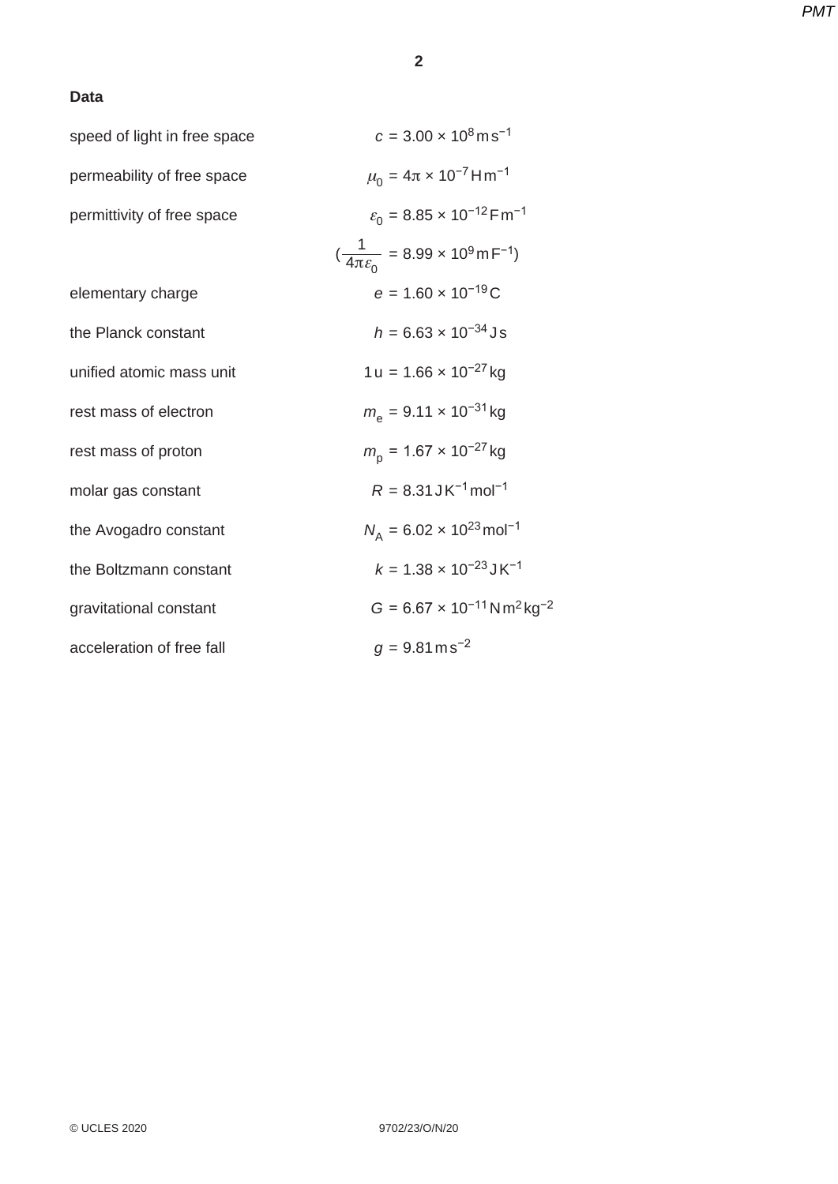**Data**

| | |
|---|---|
| speed of light in free space | $c = 3.00 \times 10^{8}\,\mathrm{m\,s^{-1}}$ |
| permeability of free space | $\mu_0 = 4\pi \times 10^{-7}\,\mathrm{H\,m^{-1}}$ |
| permittivity of free space | $\varepsilon_0 = 8.85 \times 10^{-12}\,\mathrm{F\,m^{-1}}$ |
| | $(\frac{1}{4\pi\varepsilon_0} = 8.99 \times 10^{9}\,\mathrm{m\,F^{-1}})$ |
| elementary charge | $e = 1.60 \times 10^{-19}\,\mathrm{C}$ |
| the Planck constant | $h = 6.63 \times 10^{-34}\,\mathrm{J\,s}$ |
| unified atomic mass unit | $1\,\mathrm{u} = 1.66 \times 10^{-27}\,\mathrm{kg}$ |
| rest mass of electron | $m_e = 9.11 \times 10^{-31}\,\mathrm{kg}$ |
| rest mass of proton | $m_p = 1.67 \times 10^{-27}\,\mathrm{kg}$ |
| molar gas constant | $R = 8.31\,\mathrm{J\,K^{-1}\,mol^{-1}}$ |
| the Avogadro constant | $N_A = 6.02 \times 10^{23}\,\mathrm{mol^{-1}}$ |
| the Boltzmann constant | $k = 1.38 \times 10^{-23}\,\mathrm{J\,K^{-1}}$ |
| gravitational constant | $G = 6.67 \times 10^{-11}\,\mathrm{N\,m^{2}\,kg^{-2}}$ |
| acceleration of free fall | $g = 9.81\,\mathrm{m\,s^{-2}}$ |

© UCLES 2020 9702/23/O/N/20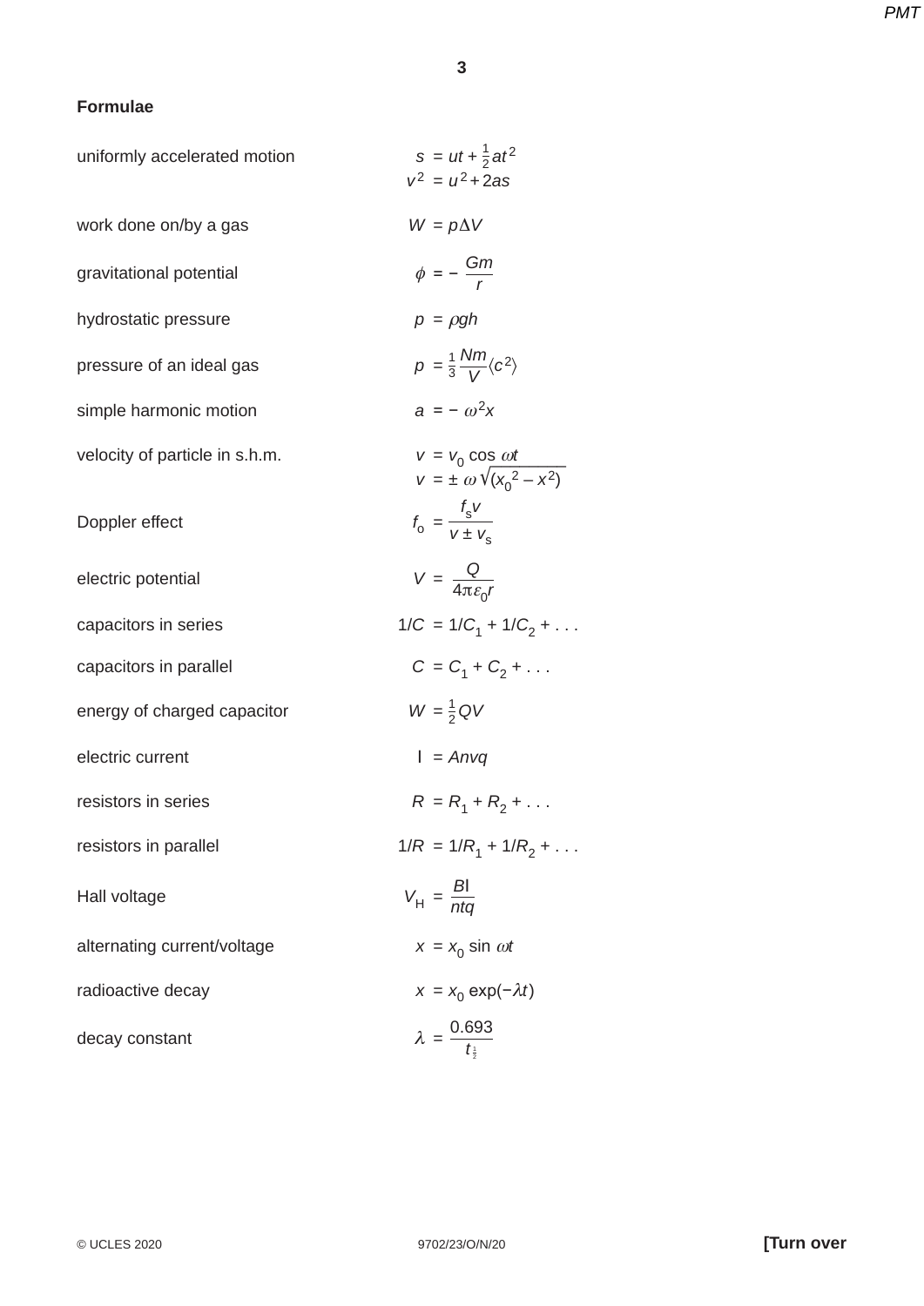**Formulae**

| | |
|---|---|
| uniformly accelerated motion | $s = ut + \frac{1}{2}at^2$ |
| | $v^2 = u^2 + 2as$ |
| work done on/by a gas | $W = p\Delta V$ |
| gravitational potential | $\phi = -\dfrac{Gm}{r}$ |
| hydrostatic pressure | $p = \rho gh$ |
| pressure of an ideal gas | $p = \frac{1}{3}\dfrac{Nm}{V}\langle c^2 \rangle$ |
| simple harmonic motion | $a = -\omega^2 x$ |
| velocity of particle in s.h.m. | $v = v_0 \cos \omega t$ |
| | $v = \pm\, \omega \sqrt{(x_0^{\,2} - x^2)}$ |
| Doppler effect | $f_o = \dfrac{f_s v}{v \pm v_s}$ |
| electric potential | $V = \dfrac{Q}{4\pi\varepsilon_0 r}$ |
| capacitors in series | $1/C = 1/C_1 + 1/C_2 + \ldots$ |
| capacitors in parallel | $C = C_1 + C_2 + \ldots$ |
| energy of charged capacitor | $W = \frac{1}{2}QV$ |
| electric current | $I = Anvq$ |
| resistors in series | $R = R_1 + R_2 + \ldots$ |
| resistors in parallel | $1/R = 1/R_1 + 1/R_2 + \ldots$ |
| Hall voltage | $V_H = \dfrac{BI}{ntq}$ |
| alternating current/voltage | $x = x_0 \sin \omega t$ |
| radioactive decay | $x = x_0 \exp(-\lambda t)$ |
| decay constant | $\lambda = \dfrac{0.693}{t_{\frac{1}{2}}}$ |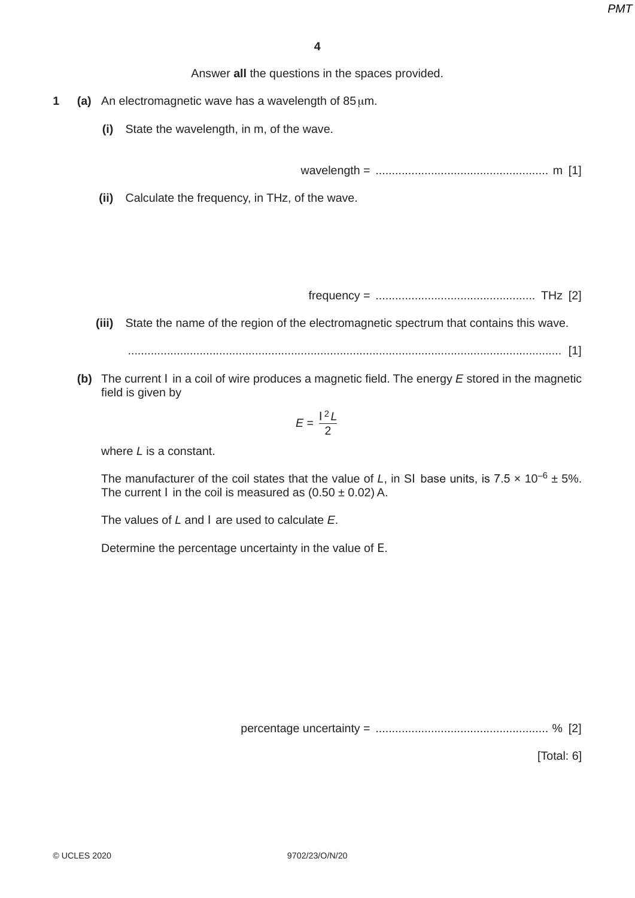Answer **all** the questions in the spaces provided.

**1** **(a)** An electromagnetic wave has a wavelength of 85 μm.

**(i)** State the wavelength, in m, of the wave.

wavelength = ..................................................... m [1]

**(ii)** Calculate the frequency, in THz, of the wave.

frequency = ................................................. THz [2]

**(iii)** State the name of the region of the electromagnetic spectrum that contains this wave.

..................................................................................................................................... [1]

**(b)** The current $I$ in a coil of wire produces a magnetic field. The energy $E$ stored in the magnetic field is given by

$$E = \frac{I^2 L}{2}$$

where $L$ is a constant.

The manufacturer of the coil states that the value of $L$, in SI base units, is $7.5 \times 10^{-6} \pm 5\%$. The current $I$ in the coil is measured as $(0.50 \pm 0.02)$ A.

The values of $L$ and $I$ are used to calculate $E$.

Determine the percentage uncertainty in the value of E.

percentage uncertainty = ..................................................... % [2]

[Total: 6]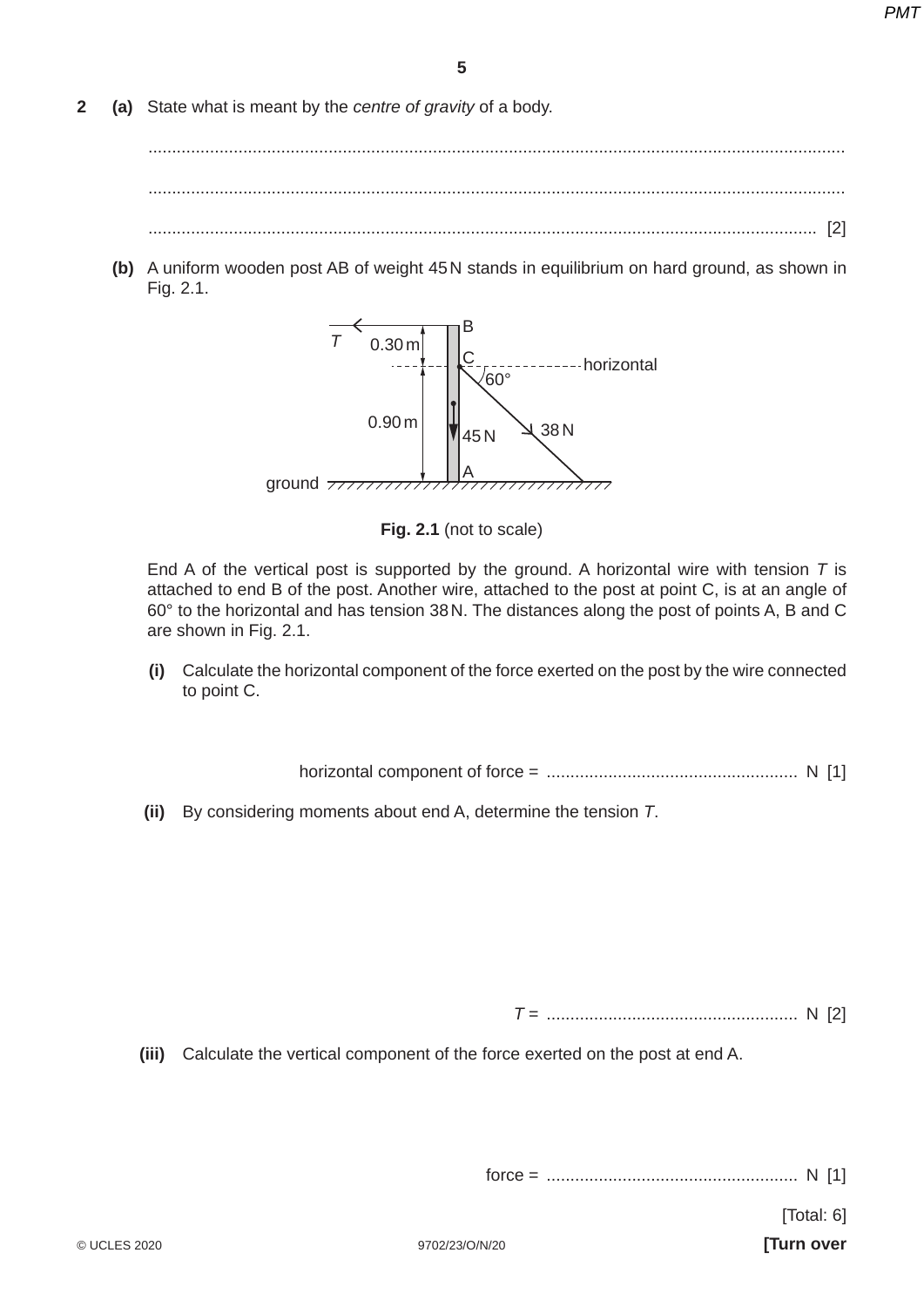**2** **(a)** State what is meant by the *centre of gravity* of a body.

..........................................................................................................................................

..........................................................................................................................................

.................................................................................................................................... [2]

**(b)** A uniform wooden post AB of weight 45 N stands in equilibrium on hard ground, as shown in Fig. 2.1.

**Fig. 2.1** (not to scale)

End A of the vertical post is supported by the ground. A horizontal wire with tension $T$ is attached to end B of the post. Another wire, attached to the post at point C, is at an angle of 60° to the horizontal and has tension 38 N. The distances along the post of points A, B and C are shown in Fig. 2.1.

**(i)** Calculate the horizontal component of the force exerted on the post by the wire connected to point C.

horizontal component of force = ..................................................... N [1]

**(ii)** By considering moments about end A, determine the tension $T$.

$T$ = ..................................................... N [2]

**(iii)** Calculate the vertical component of the force exerted on the post at end A.

force = ..................................................... N [1]

[Total: 6]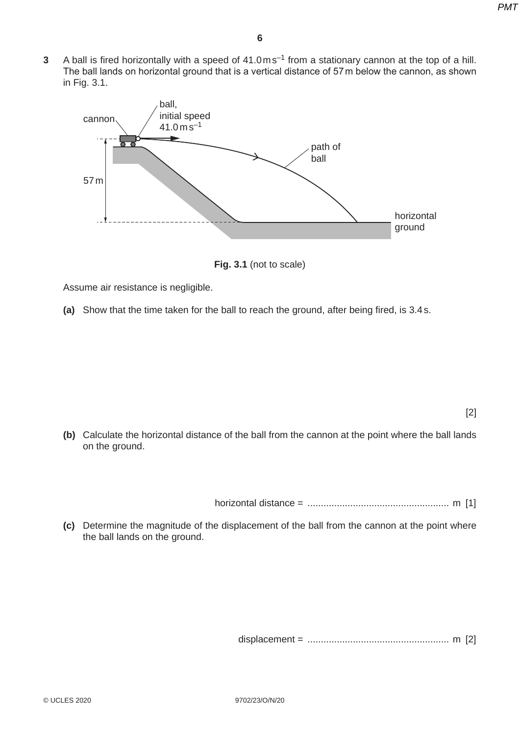**3** A ball is fired horizontally with a speed of $41.0\,\text{m}\,\text{s}^{-1}$ from a stationary cannon at the top of a hill. The ball lands on horizontal ground that is a vertical distance of 57 m below the cannon, as shown in Fig. 3.1.

**Fig. 3.1** (not to scale)

Assume air resistance is negligible.

**(a)** Show that the time taken for the ball to reach the ground, after being fired, is 3.4 s.

[2]

**(b)** Calculate the horizontal distance of the ball from the cannon at the point where the ball lands on the ground.

horizontal distance = ..................................................... m [1]

**(c)** Determine the magnitude of the displacement of the ball from the cannon at the point where the ball lands on the ground.

displacement = ..................................................... m [2]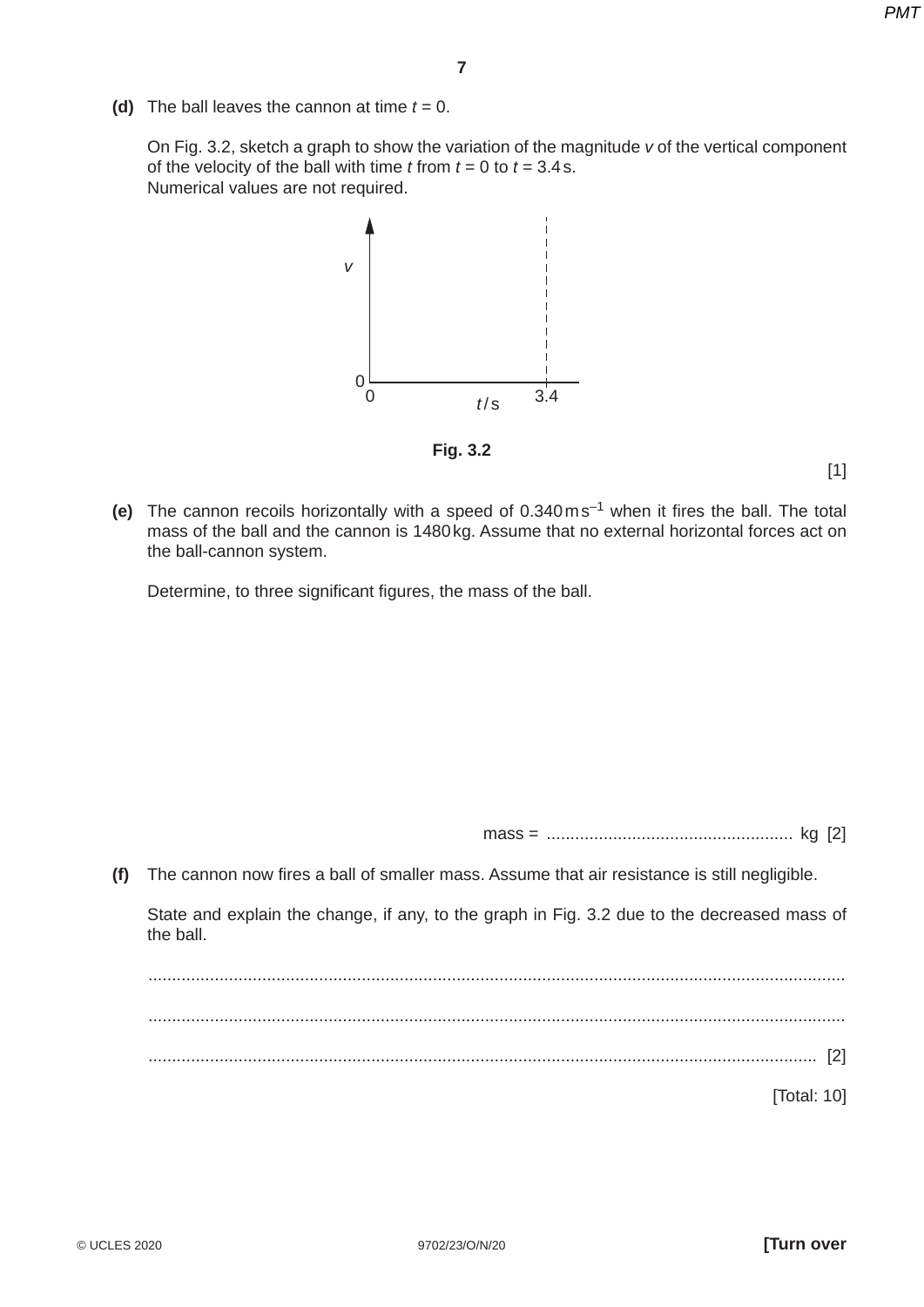**(d)** The ball leaves the cannon at time $t = 0$.

On Fig. 3.2, sketch a graph to show the variation of the magnitude $v$ of the vertical component of the velocity of the ball with time $t$ from $t = 0$ to $t = 3.4$ s.
Numerical values are not required.

Fig. 3.2

[1]

**(e)** The cannon recoils horizontally with a speed of $0.340\,\text{m}\,\text{s}^{-1}$ when it fires the ball. The total mass of the ball and the cannon is 1480 kg. Assume that no external horizontal forces act on the ball-cannon system.

Determine, to three significant figures, the mass of the ball.

mass = .................................................... kg [2]

**(f)** The cannon now fires a ball of smaller mass. Assume that air resistance is still negligible.

State and explain the change, if any, to the graph in Fig. 3.2 due to the decreased mass of the ball.

..................................................................................................................................................

..................................................................................................................................................

.......................................................................................................................................... [2]

[Total: 10]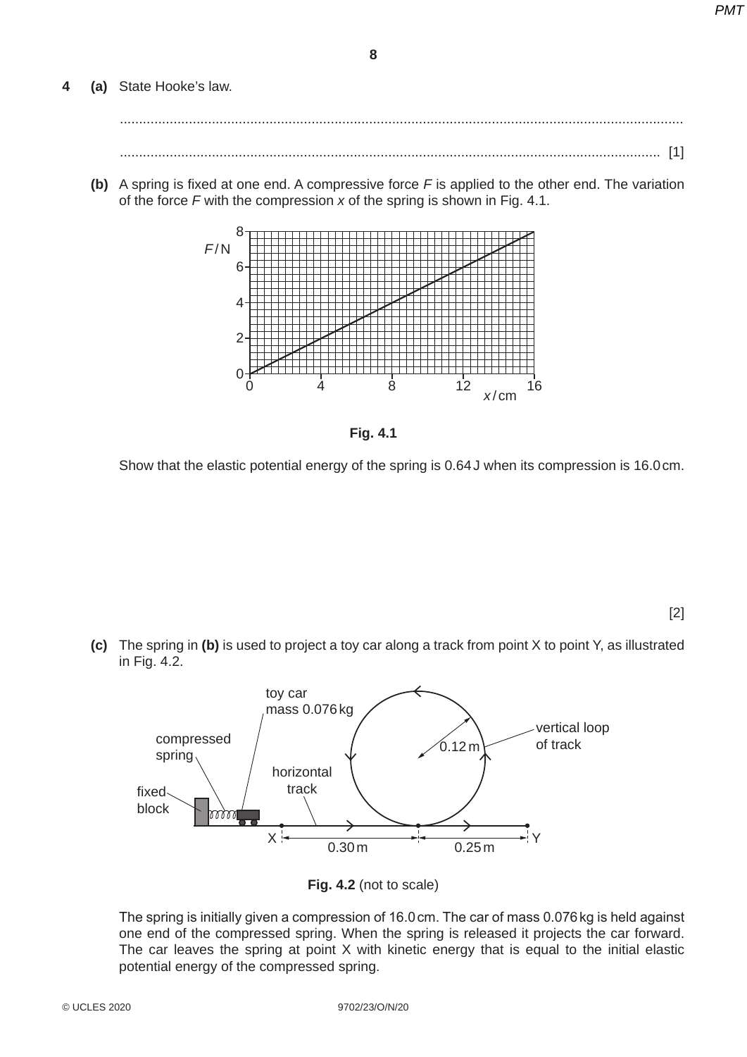**4** **(a)** State Hooke's law.

..................................................................................................................................................

.......................................................................................................................................... [1]

**(b)** A spring is fixed at one end. A compressive force $F$ is applied to the other end. The variation of the force $F$ with the compression $x$ of the spring is shown in Fig. 4.1.

**Fig. 4.1**

Show that the elastic potential energy of the spring is 0.64 J when its compression is 16.0 cm.

[2]

**(c)** The spring in **(b)** is used to project a toy car along a track from point X to point Y, as illustrated in Fig. 4.2.

**Fig. 4.2** (not to scale)

The spring is initially given a compression of 16.0 cm. The car of mass 0.076 kg is held against one end of the compressed spring. When the spring is released it projects the car forward. The car leaves the spring at point X with kinetic energy that is equal to the initial elastic potential energy of the compressed spring.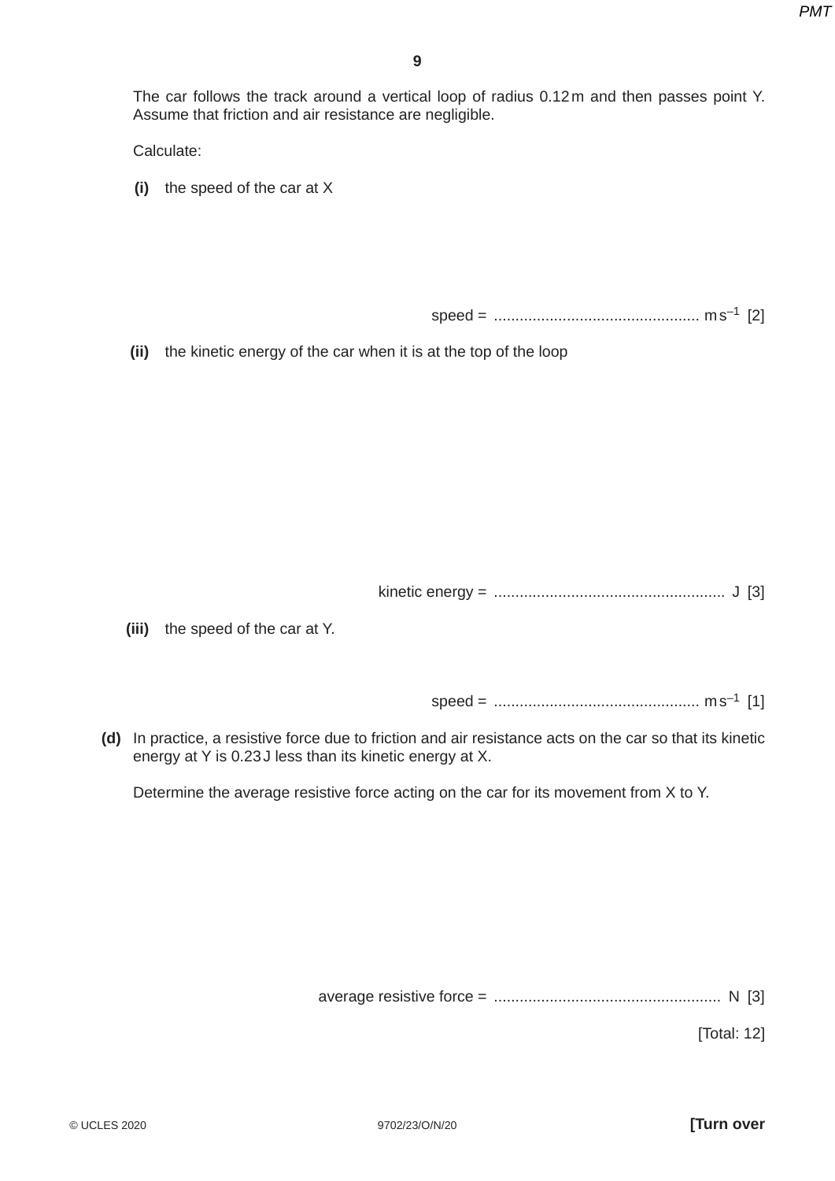The car follows the track around a vertical loop of radius 0.12 m and then passes point Y. Assume that friction and air resistance are negligible.

Calculate:

**(i)** the speed of the car at X

speed = ................................................ $m s^{-1}$ [2]

**(ii)** the kinetic energy of the car when it is at the top of the loop

kinetic energy = ...................................................... J [3]

**(iii)** the speed of the car at Y.

speed = ................................................ $m s^{-1}$ [1]

**(d)** In practice, a resistive force due to friction and air resistance acts on the car so that its kinetic energy at Y is 0.23 J less than its kinetic energy at X.

Determine the average resistive force acting on the car for its movement from X to Y.

average resistive force = ..................................................... N [3]

[Total: 12]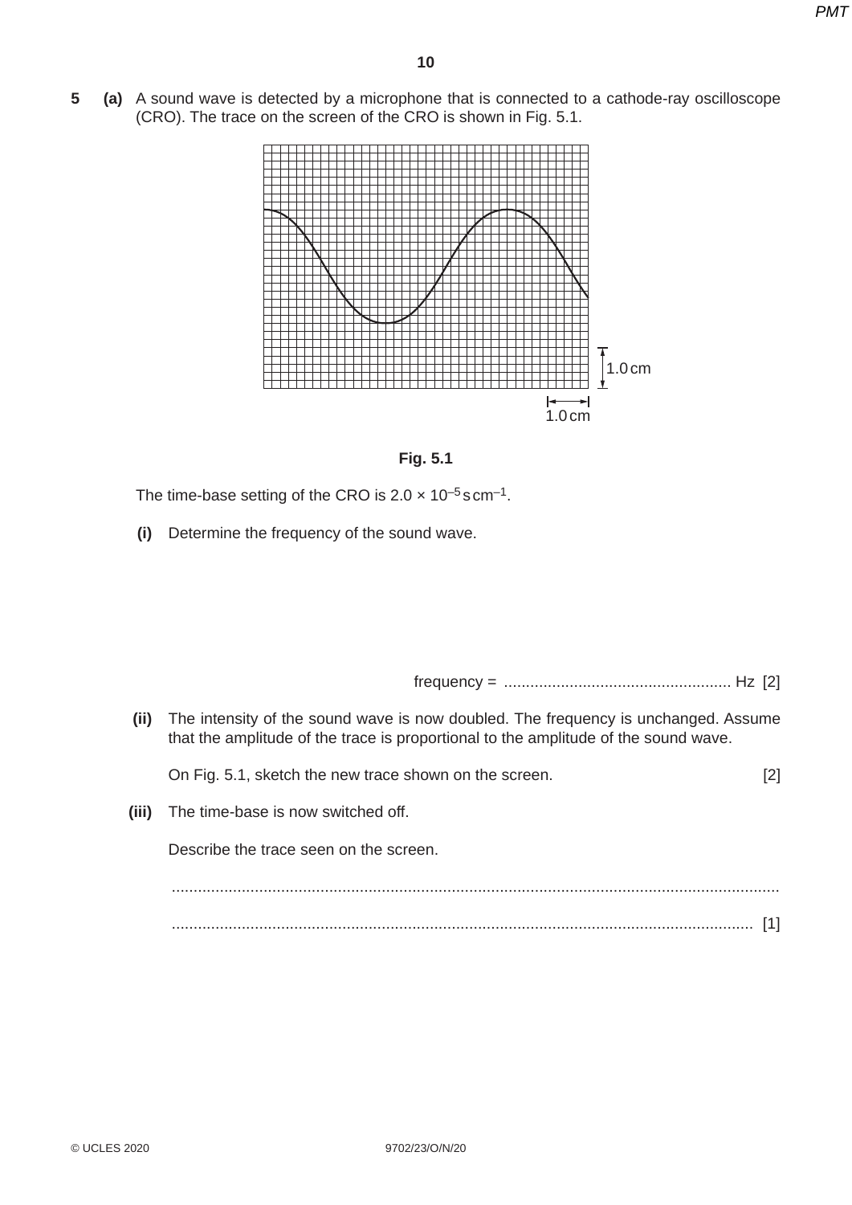**5 (a)** A sound wave is detected by a microphone that is connected to a cathode-ray oscilloscope (CRO). The trace on the screen of the CRO is shown in Fig. 5.1.

Fig. 5.1

The time-base setting of the CRO is $2.0 \times 10^{-5}\,\text{s}\,\text{cm}^{-1}$.

**(i)** Determine the frequency of the sound wave.

frequency = .................................................... Hz [2]

**(ii)** The intensity of the sound wave is now doubled. The frequency is unchanged. Assume that the amplitude of the trace is proportional to the amplitude of the sound wave.

On Fig. 5.1, sketch the new trace shown on the screen. [2]

**(iii)** The time-base is now switched off.

Describe the trace seen on the screen.

...........................................................................................................................

........................................................................................................................... [1]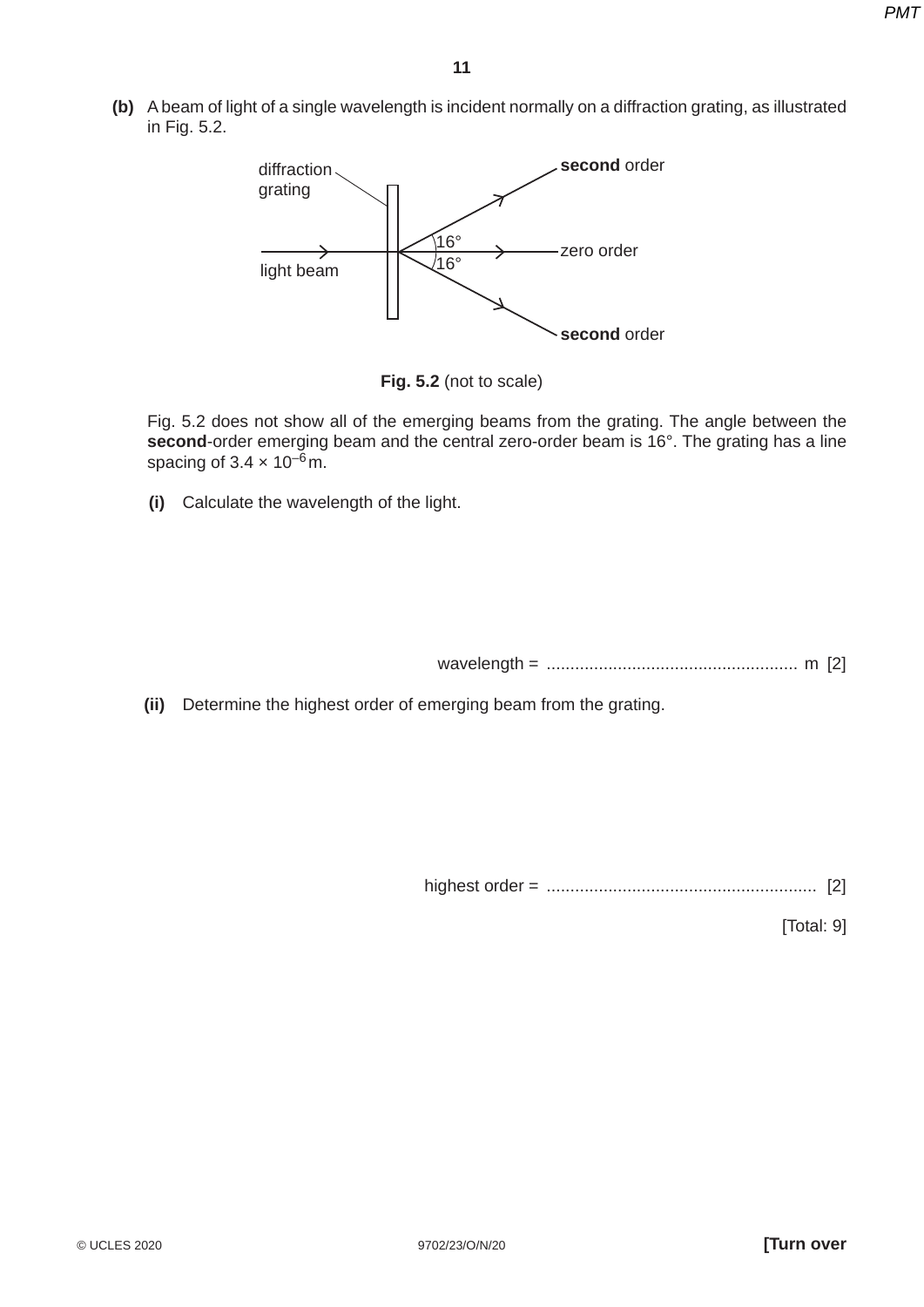**(b)** A beam of light of a single wavelength is incident normally on a diffraction grating, as illustrated in Fig. 5.2.

**Fig. 5.2** (not to scale)

Fig. 5.2 does not show all of the emerging beams from the grating. The angle between the **second**-order emerging beam and the central zero-order beam is 16°. The grating has a line spacing of $3.4 \times 10^{-6}$ m.

**(i)** Calculate the wavelength of the light.

wavelength = ..................................................... m [2]

**(ii)** Determine the highest order of emerging beam from the grating.

highest order = ......................................................... [2]

[Total: 9]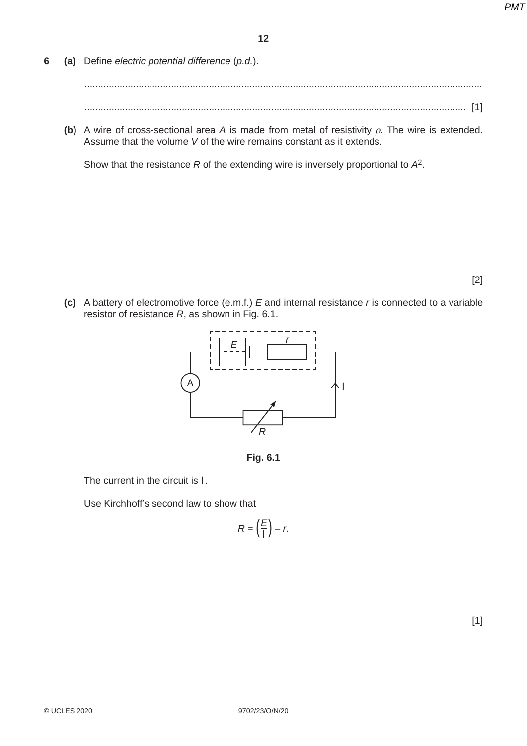**6** **(a)** Define *electric potential difference* (*p.d.*).

..........................................................................................................................................

.......................................................................................................................................... [1]

**(b)** A wire of cross-sectional area $A$ is made from metal of resistivity $\rho$. The wire is extended. Assume that the volume $V$ of the wire remains constant as it extends.

Show that the resistance $R$ of the extending wire is inversely proportional to $A^2$.

[2]

**(c)** A battery of electromotive force (e.m.f.) $E$ and internal resistance $r$ is connected to a variable resistor of resistance $R$, as shown in Fig. 6.1.

**Fig. 6.1**

The current in the circuit is $I$.

Use Kirchhoff's second law to show that

$$R = \left(\frac{E}{I}\right) - r.$$

[1]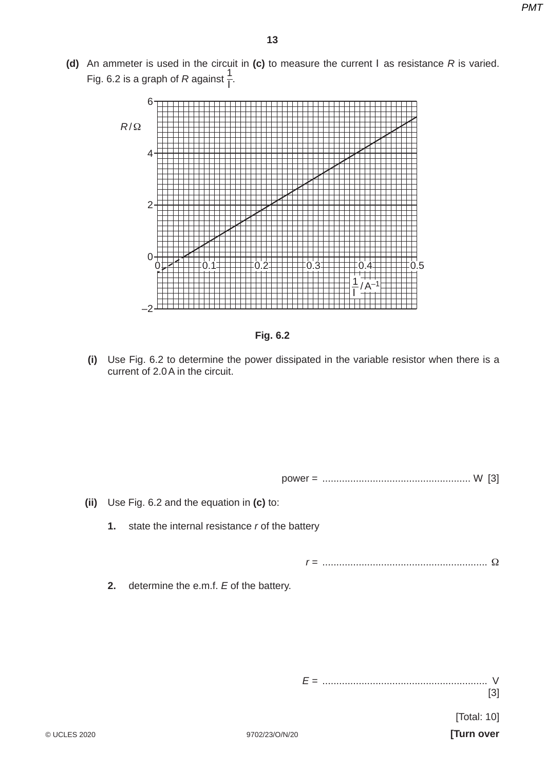**(d)** An ammeter is used in the circuit in **(c)** to measure the current $I$ as resistance $R$ is varied. Fig. 6.2 is a graph of $R$ against $\frac{1}{I}$.

Fig. 6.2

**(i)** Use Fig. 6.2 to determine the power dissipated in the variable resistor when there is a current of 2.0 A in the circuit.

power = ..................................................... W [3]

**(ii)** Use Fig. 6.2 and the equation in **(c)** to:

**1.** state the internal resistance $r$ of the battery

$r$ = ........................................................... Ω

**2.** determine the e.m.f. $E$ of the battery.

$E$ = ........................................................... V
[3]

[Total: 10]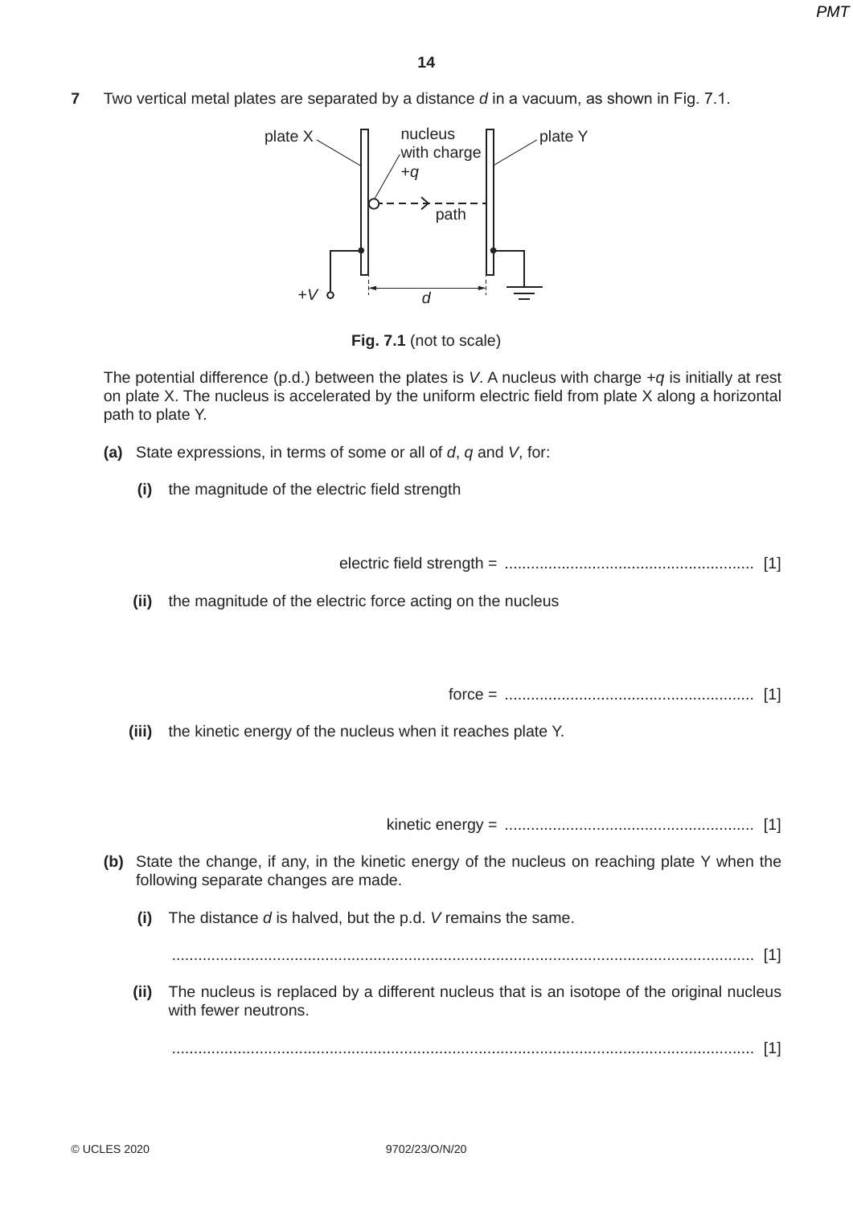**7** Two vertical metal plates are separated by a distance $d$ in a vacuum, as shown in Fig. 7.1.

**Fig. 7.1** (not to scale)

The potential difference (p.d.) between the plates is $V$. A nucleus with charge $+q$ is initially at rest on plate X. The nucleus is accelerated by the uniform electric field from plate X along a horizontal path to plate Y.

**(a)** State expressions, in terms of some or all of $d$, $q$ and $V$, for:

**(i)** the magnitude of the electric field strength

electric field strength = ......................................................... [1]

**(ii)** the magnitude of the electric force acting on the nucleus

force = ......................................................... [1]

**(iii)** the kinetic energy of the nucleus when it reaches plate Y.

kinetic energy = ......................................................... [1]

**(b)** State the change, if any, in the kinetic energy of the nucleus on reaching plate Y when the following separate changes are made.

**(i)** The distance $d$ is halved, but the p.d. $V$ remains the same.

..................................................................................................................................... [1]

**(ii)** The nucleus is replaced by a different nucleus that is an isotope of the original nucleus with fewer neutrons.

..................................................................................................................................... [1]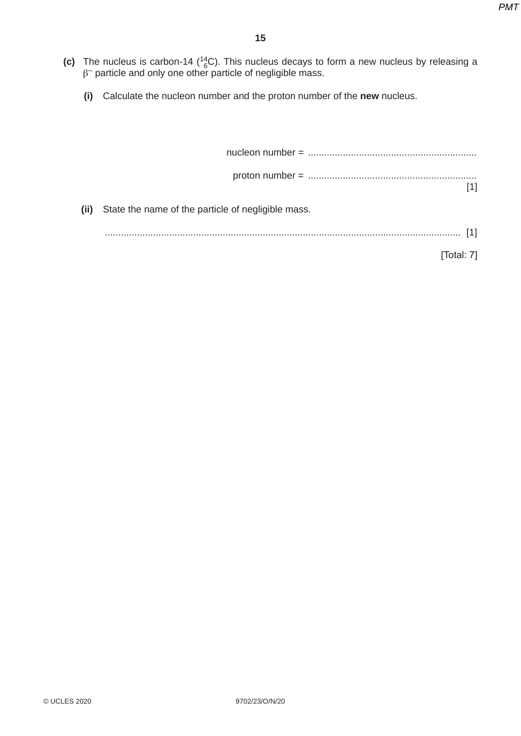**(c)** The nucleus is carbon-14 ($^{14}_{6}C$). This nucleus decays to form a new nucleus by releasing a $\beta^-$ particle and only one other particle of negligible mass.

**(i)** Calculate the nucleon number and the proton number of the **new** nucleus.

nucleon number = ...............................................................

proton number = ............................................................... [1]

**(ii)** State the name of the particle of negligible mass.

....................................................................................................................................... [1]

[Total: 7]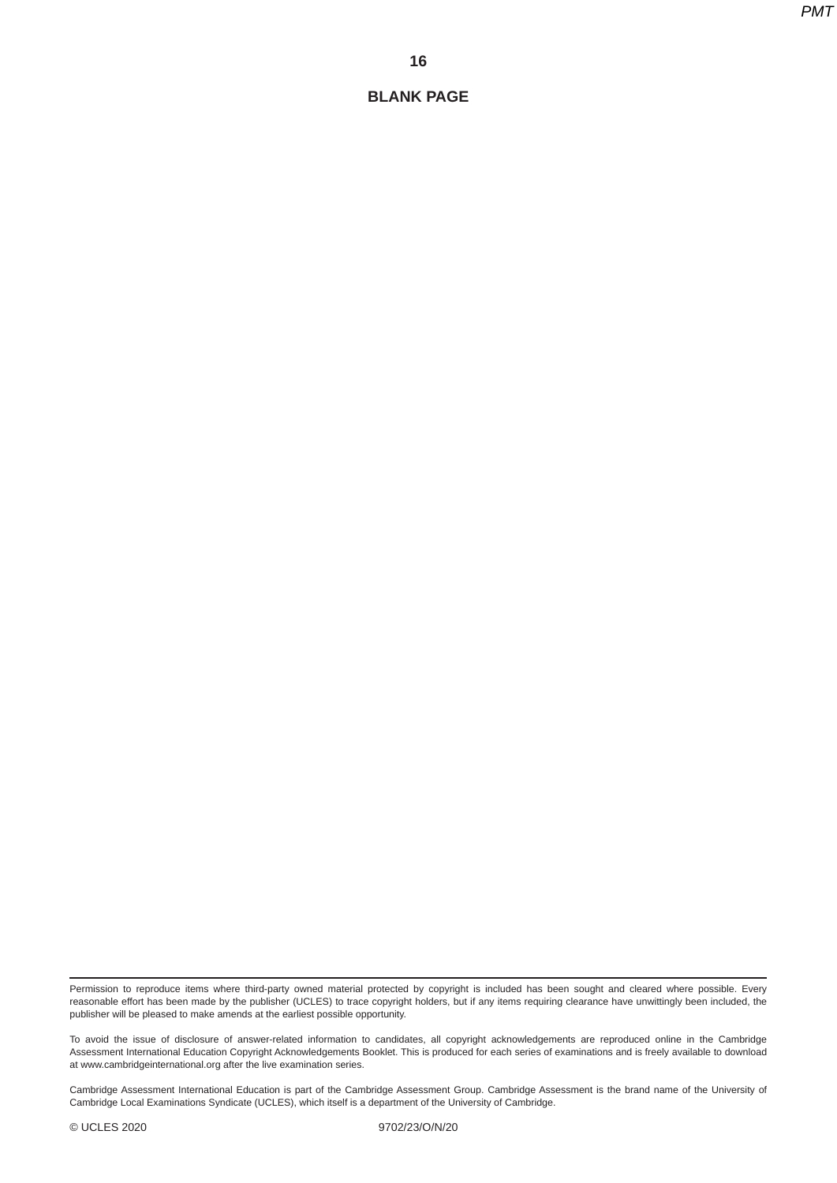**BLANK PAGE**

Permission to reproduce items where third-party owned material protected by copyright is included has been sought and cleared where possible. Every reasonable effort has been made by the publisher (UCLES) to trace copyright holders, but if any items requiring clearance have unwittingly been included, the publisher will be pleased to make amends at the earliest possible opportunity.

To avoid the issue of disclosure of answer-related information to candidates, all copyright acknowledgements are reproduced online in the Cambridge Assessment International Education Copyright Acknowledgements Booklet. This is produced for each series of examinations and is freely available to download at www.cambridgeinternational.org after the live examination series.

Cambridge Assessment International Education is part of the Cambridge Assessment Group. Cambridge Assessment is the brand name of the University of Cambridge Local Examinations Syndicate (UCLES), which itself is a department of the University of Cambridge.